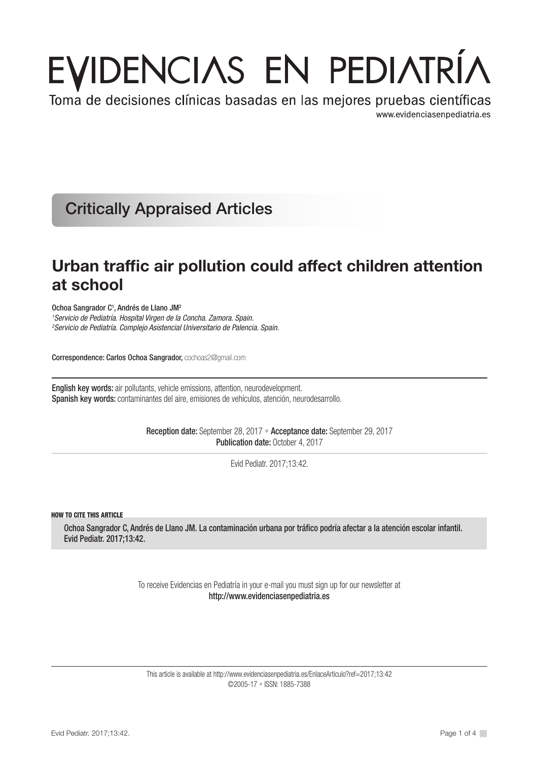# EVIDENCIAS EN PEDIATRÍA

Toma de decisiones clínicas basadas en las mejores pruebas científicas

www.evidenciasenpediatria.es

## Critically Appraised Articles

# Urban traffic air pollution could affect children attention at school

Ochoa Sangrador C[1], Andrés de Llano JM[2]

[1]*Servicio de Pediatría. Hospital Virgen de la Concha. Zamora. Spain.*
[2]*Servicio de Pediatría. Complejo Asistencial Universitario de Palencia. Spain.*

**Correspondence:** **Carlos Ochoa Sangrador,** cochoas2@gmail.com

**English key words:** air pollutants, vehicle emissions, attention, neurodevelopment.
**Spanish key words:** contaminantes del aire, emisiones de vehículos, atención, neurodesarrollo.

**Reception date:** September 28, 2017 • **Acceptance date:** September 29, 2017
**Publication date:** October 4, 2017

Evid Pediatr. 2017;13:42.

**HOW TO CITE THIS ARTICLE**

Ochoa Sangrador C, Andrés de Llano JM. La contaminación urbana por tráfico podría afectar a la atención escolar infantil. Evid Pediatr. 2017;13:42.

To receive Evidencias en Pediatría in your e-mail you must sign up for our newsletter at
**http://www.evidenciasenpediatria.es**

This article is available at http://www.evidenciasenpediatria.es/EnlaceArticulo?ref=2017;13:42
©2005-17 • ISSN: 1885-7388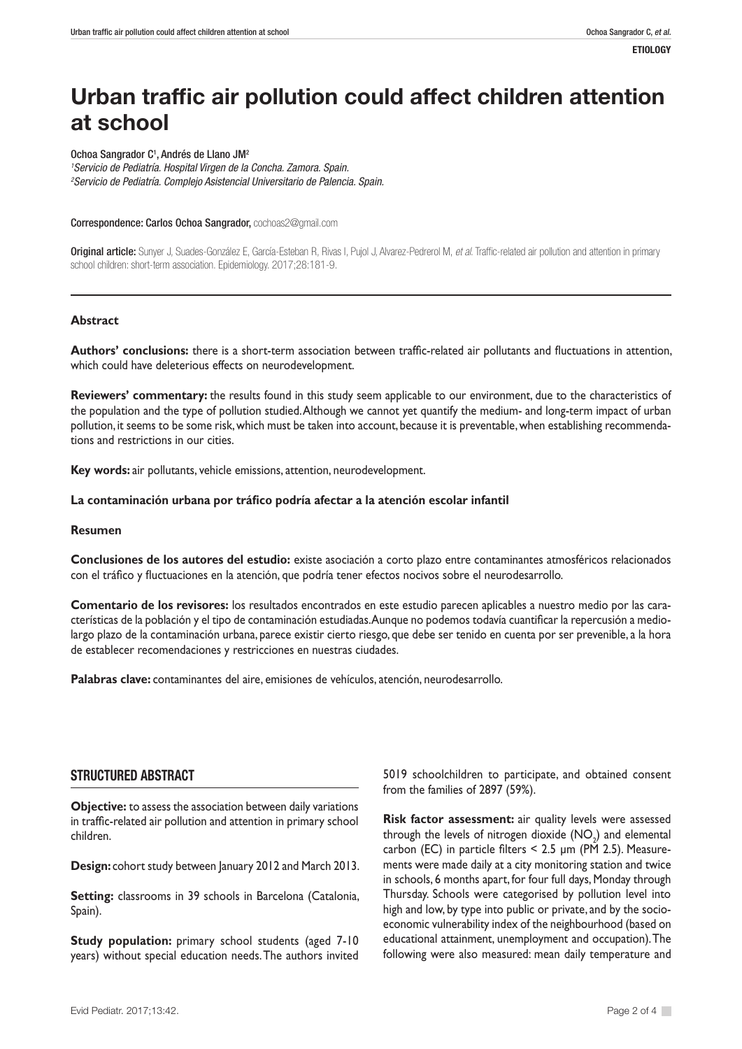# Urban traffic air pollution could affect children attention at school

Ochoa Sangrador C[1], Andrés de Llano JM[2]

[1]*Servicio de Pediatría. Hospital Virgen de la Concha. Zamora. Spain.*
[2]*Servicio de Pediatría. Complejo Asistencial Universitario de Palencia. Spain.*

Correspondence: Carlos Ochoa Sangrador, cochoas2@gmail.com

Original article: Sunyer J, Suades-González E, García-Esteban R, Rivas I, Pujol J, Alvarez-Pedrerol M, *et al*. Traffic-related air pollution and attention in primary school children: short-term association. Epidemiology. 2017;28:181-9.

---

### Abstract

**Authors' conclusions:** there is a short-term association between traffic-related air pollutants and fluctuations in attention, which could have deleterious effects on neurodevelopment.

**Reviewers' commentary:** the results found in this study seem applicable to our environment, due to the characteristics of the population and the type of pollution studied. Although we cannot yet quantify the medium- and long-term impact of urban pollution, it seems to be some risk, which must be taken into account, because it is preventable, when establishing recommendations and restrictions in our cities.

**Key words:** air pollutants, vehicle emissions, attention, neurodevelopment.

### La contaminación urbana por tráfico podría afectar a la atención escolar infantil

### Resumen

**Conclusiones de los autores del estudio:** existe asociación a corto plazo entre contaminantes atmosféricos relacionados con el tráfico y fluctuaciones en la atención, que podría tener efectos nocivos sobre el neurodesarrollo.

**Comentario de los revisores:** los resultados encontrados en este estudio parecen aplicables a nuestro medio por las características de la población y el tipo de contaminación estudiadas. Aunque no podemos todavía cuantificar la repercusión a medio-largo plazo de la contaminación urbana, parece existir cierto riesgo, que debe ser tenido en cuenta por ser prevenible, a la hora de establecer recomendaciones y restricciones en nuestras ciudades.

**Palabras clave:** contaminantes del aire, emisiones de vehículos, atención, neurodesarrollo.

## STRUCTURED ABSTRACT

**Objective:** to assess the association between daily variations in traffic-related air pollution and attention in primary school children.

**Design:** cohort study between January 2012 and March 2013.

**Setting:** classrooms in 39 schools in Barcelona (Catalonia, Spain).

**Study population:** primary school students (aged 7-10 years) without special education needs. The authors invited 5019 schoolchildren to participate, and obtained consent from the families of 2897 (59%).

**Risk factor assessment:** air quality levels were assessed through the levels of nitrogen dioxide ($NO_2$) and elemental carbon (EC) in particle filters < 2.5 µm (PM 2.5). Measurements were made daily at a city monitoring station and twice in schools, 6 months apart, for four full days, Monday through Thursday. Schools were categorised by pollution level into high and low, by type into public or private, and by the socio-economic vulnerability index of the neighbourhood (based on educational attainment, unemployment and occupation). The following were also measured: mean daily temperature and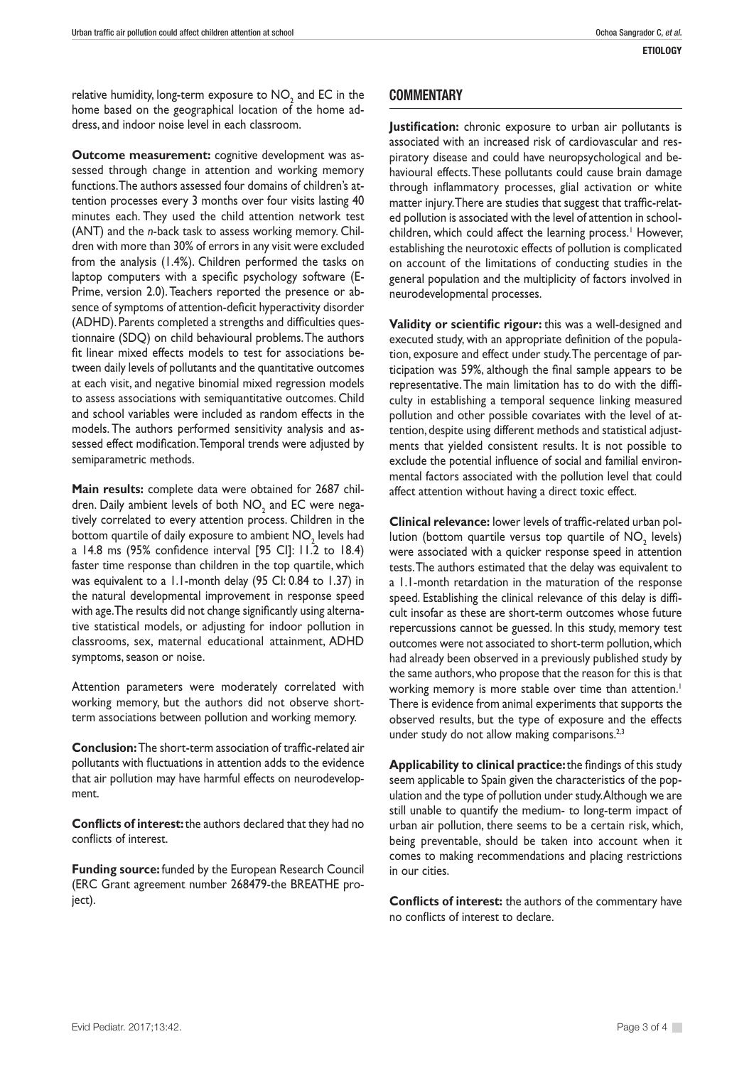relative humidity, long-term exposure to $NO_2$ and EC in the home based on the geographical location of the home address, and indoor noise level in each classroom.

**Outcome measurement:** cognitive development was assessed through change in attention and working memory functions. The authors assessed four domains of children's attention processes every 3 months over four visits lasting 40 minutes each. They used the child attention network test (ANT) and the *n*-back task to assess working memory. Children with more than 30% of errors in any visit were excluded from the analysis (1.4%). Children performed the tasks on laptop computers with a specific psychology software (E-Prime, version 2.0). Teachers reported the presence or absence of symptoms of attention-deficit hyperactivity disorder (ADHD). Parents completed a strengths and difficulties questionnaire (SDQ) on child behavioural problems. The authors fit linear mixed effects models to test for associations between daily levels of pollutants and the quantitative outcomes at each visit, and negative binomial mixed regression models to assess associations with semiquantitative outcomes. Child and school variables were included as random effects in the models. The authors performed sensitivity analysis and assessed effect modification. Temporal trends were adjusted by semiparametric methods.

**Main results:** complete data were obtained for 2687 children. Daily ambient levels of both $NO_2$ and EC were negatively correlated to every attention process. Children in the bottom quartile of daily exposure to ambient $NO_2$ levels had a 14.8 ms (95% confidence interval [95 CI]: 11.2 to 18.4) faster time response than children in the top quartile, which was equivalent to a 1.1-month delay (95 CI: 0.84 to 1.37) in the natural developmental improvement in response speed with age. The results did not change significantly using alternative statistical models, or adjusting for indoor pollution in classrooms, sex, maternal educational attainment, ADHD symptoms, season or noise.

Attention parameters were moderately correlated with working memory, but the authors did not observe short-term associations between pollution and working memory.

**Conclusion:** The short-term association of traffic-related air pollutants with fluctuations in attention adds to the evidence that air pollution may have harmful effects on neurodevelopment.

**Conflicts of interest:** the authors declared that they had no conflicts of interest.

**Funding source:** funded by the European Research Council (ERC Grant agreement number 268479-the BREATHE project).

## COMMENTARY

**Justification:** chronic exposure to urban air pollutants is associated with an increased risk of cardiovascular and respiratory disease and could have neuropsychological and behavioural effects. These pollutants could cause brain damage through inflammatory processes, glial activation or white matter injury. There are studies that suggest that traffic-related pollution is associated with the level of attention in schoolchildren, which could affect the learning process.[1] However, establishing the neurotoxic effects of pollution is complicated on account of the limitations of conducting studies in the general population and the multiplicity of factors involved in neurodevelopmental processes.

**Validity or scientific rigour:** this was a well-designed and executed study, with an appropriate definition of the population, exposure and effect under study. The percentage of participation was 59%, although the final sample appears to be representative. The main limitation has to do with the difficulty in establishing a temporal sequence linking measured pollution and other possible covariates with the level of attention, despite using different methods and statistical adjustments that yielded consistent results. It is not possible to exclude the potential influence of social and familial environmental factors associated with the pollution level that could affect attention without having a direct toxic effect.

**Clinical relevance:** lower levels of traffic-related urban pollution (bottom quartile versus top quartile of $NO_2$ levels) were associated with a quicker response speed in attention tests. The authors estimated that the delay was equivalent to a 1.1-month retardation in the maturation of the response speed. Establishing the clinical relevance of this delay is difficult insofar as these are short-term outcomes whose future repercussions cannot be guessed. In this study, memory test outcomes were not associated to short-term pollution, which had already been observed in a previously published study by the same authors, who propose that the reason for this is that working memory is more stable over time than attention.[1] There is evidence from animal experiments that supports the observed results, but the type of exposure and the effects under study do not allow making comparisons.[2,3]

**Applicability to clinical practice:** the findings of this study seem applicable to Spain given the characteristics of the population and the type of pollution under study. Although we are still unable to quantify the medium- to long-term impact of urban air pollution, there seems to be a certain risk, which, being preventable, should be taken into account when it comes to making recommendations and placing restrictions in our cities.

**Conflicts of interest:** the authors of the commentary have no conflicts of interest to declare.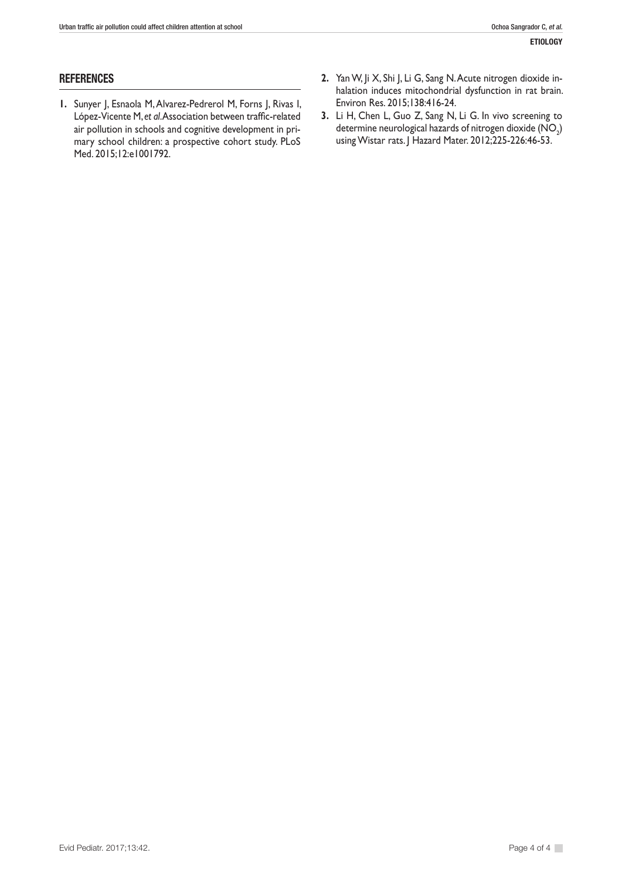## REFERENCES

1. Sunyer J, Esnaola M, Alvarez-Pedrerol M, Forns J, Rivas I, López-Vicente M, *et al.* Association between traffic-related air pollution in schools and cognitive development in primary school children: a prospective cohort study. PLoS Med. 2015;12:e1001792.
2. Yan W, Ji X, Shi J, Li G, Sang N. Acute nitrogen dioxide inhalation induces mitochondrial dysfunction in rat brain. Environ Res. 2015;138:416-24.
3. Li H, Chen L, Guo Z, Sang N, Li G. In vivo screening to determine neurological hazards of nitrogen dioxide ($NO_2$) using Wistar rats. J Hazard Mater. 2012;225-226:46-53.